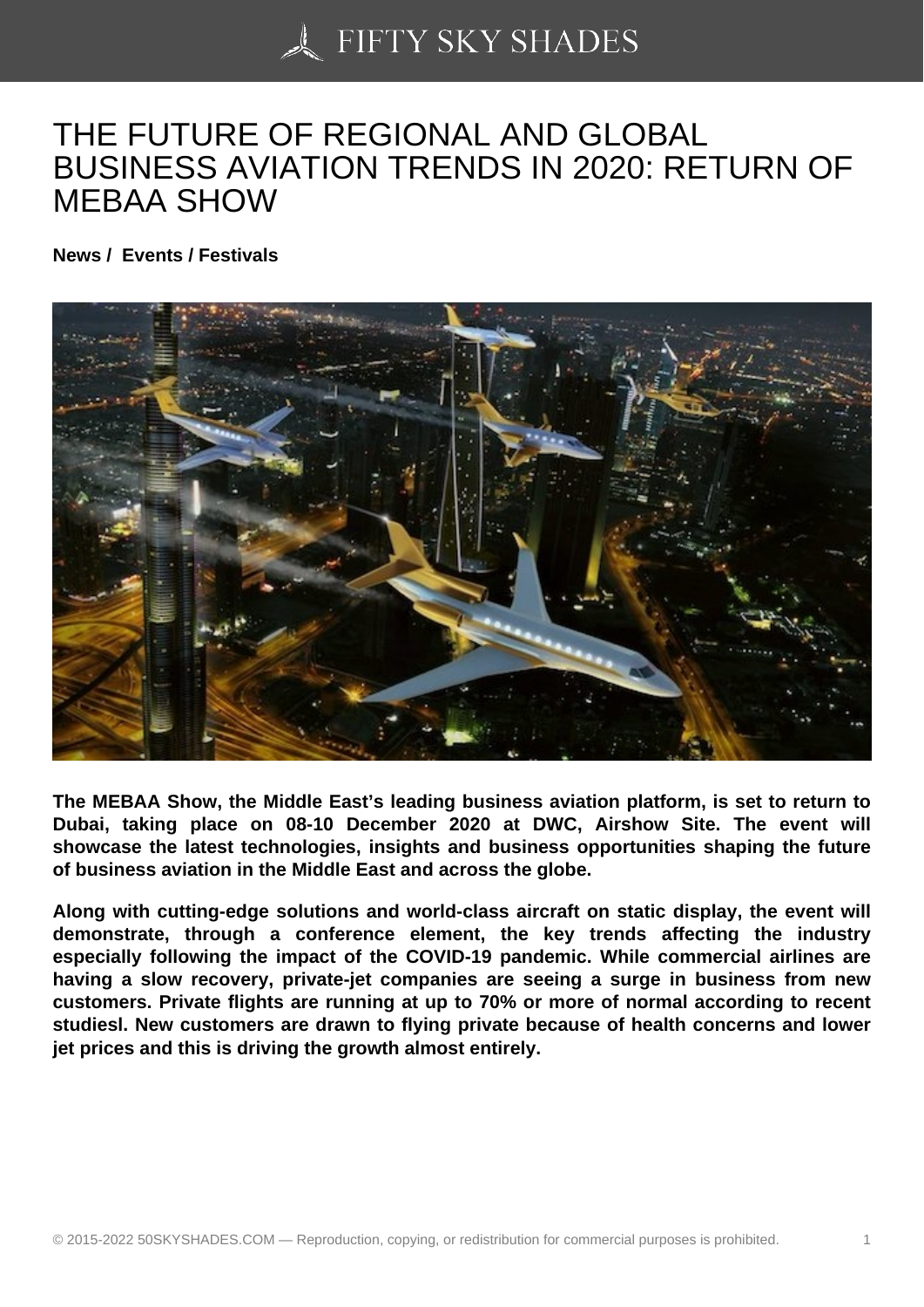# THE FUTURE OF REGIONAL AND GLOBAL BUSINESS AVIATION TRENDS IN 2020: RETURN OF MEBAA SHOW

**News / Events / Festivals**

**The MEBAA Show, the Middle East's leading business aviation platform, is set to return to Dubai, taking place on 08-10 December 2020 at DWC, Airshow Site. The event will showcase the latest technologies, insights and business opportunities shaping the future of business aviation in the Middle East and across the globe.**

**Along with cutting-edge solutions and world-class aircraft on static display, the event will demonstrate, through a conference element, the key trends affecting the industry especially following the impact of the COVID-19 pandemic. While commercial airlines are having a slow recovery, private-jet companies are seeing a surge in business from new customers. Private flights are running at up to 70% or more of normal according to recent studiesl. New customers are drawn to flying private because of health concerns and lower jet prices and this is driving the growth almost entirely.**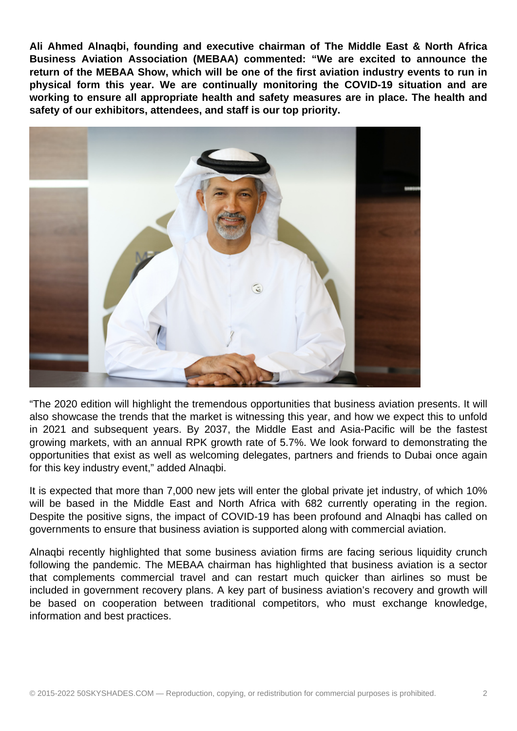**Ali Ahmed Alnaqbi, founding and executive chairman of The Middle East & North Africa Business Aviation Association (MEBAA) commented: “We are excited to announce the return of the MEBAA Show, which will be one of the first aviation industry events to run in physical form this year. We are continually monitoring the COVID-19 situation and are working to ensure all appropriate health and safety measures are in place. The health and safety of our exhibitors, attendees, and staff is our top priority.**

“The 2020 edition will highlight the tremendous opportunities that business aviation presents. It will also showcase the trends that the market is witnessing this year, and how we expect this to unfold in 2021 and subsequent years. By 2037, the Middle East and Asia-Pacific will be the fastest growing markets, with an annual RPK growth rate of 5.7%. We look forward to demonstrating the opportunities that exist as well as welcoming delegates, partners and friends to Dubai once again for this key industry event,” added Alnaqbi.

It is expected that more than 7,000 new jets will enter the global private jet industry, of which 10% will be based in the Middle East and North Africa with 682 currently operating in the region. Despite the positive signs, the impact of COVID-19 has been profound and Alnaqbi has called on governments to ensure that business aviation is supported along with commercial aviation.

Alnaqbi recently highlighted that some business aviation firms are facing serious liquidity crunch following the pandemic. The MEBAA chairman has highlighted that business aviation is a sector that complements commercial travel and can restart much quicker than airlines so must be included in government recovery plans. A key part of business aviation’s recovery and growth will be based on cooperation between traditional competitors, who must exchange knowledge, information and best practices.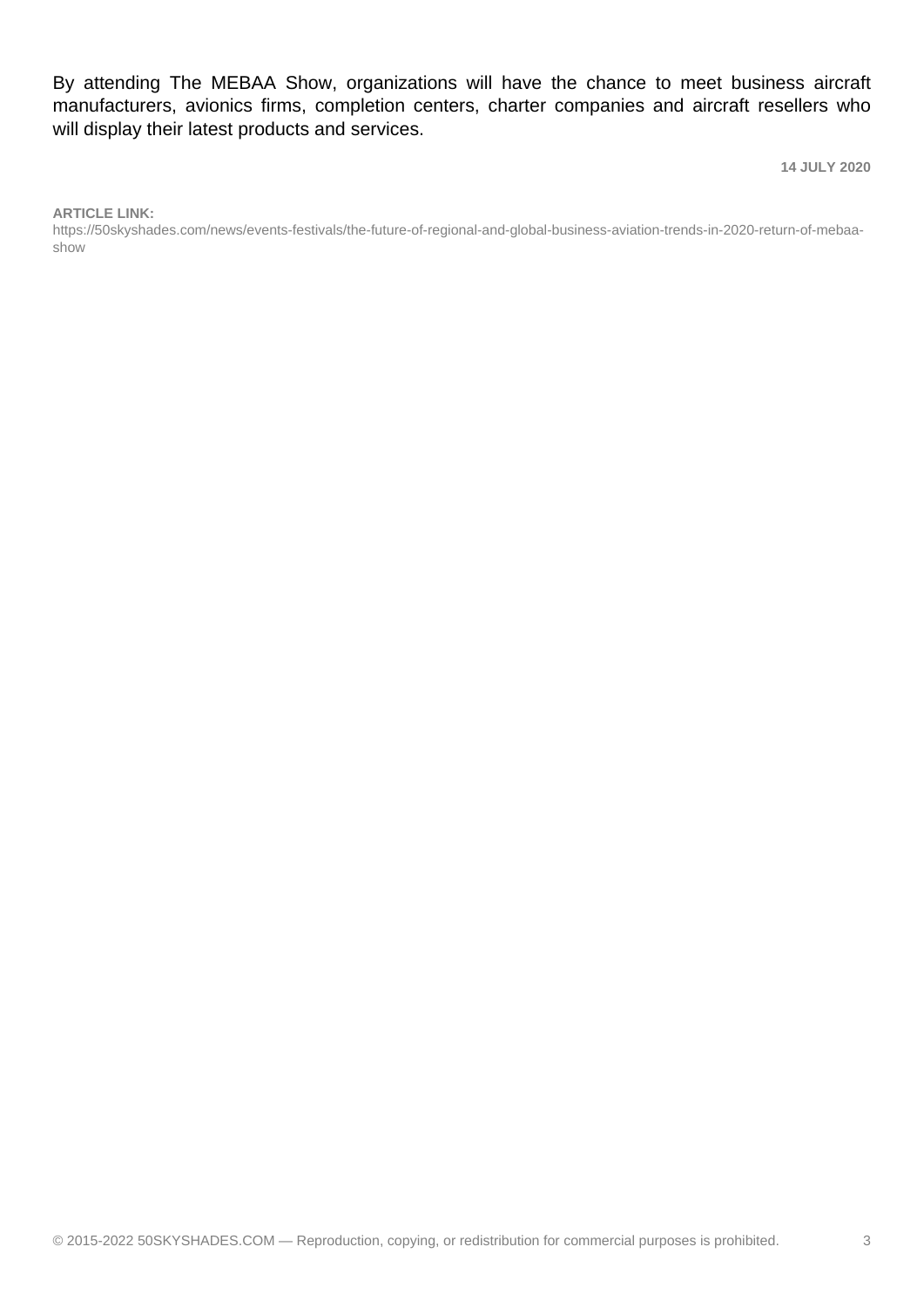By attending The MEBAA Show, organizations will have the chance to meet business aircraft manufacturers, avionics firms, completion centers, charter companies and aircraft resellers who will display their latest products and services.

**14 JULY 2020**

**ARTICLE LINK:**
https://50skyshades.com/news/events-festivals/the-future-of-regional-and-global-business-aviation-trends-in-2020-return-of-mebaa-show